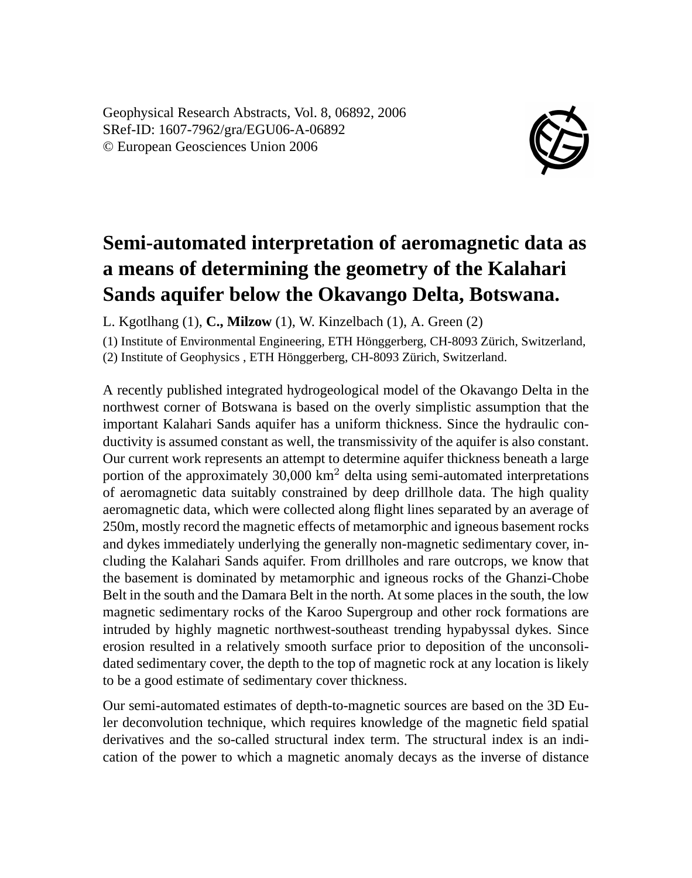Geophysical Research Abstracts, Vol. 8, 06892, 2006
SRef-ID: 1607-7962/gra/EGU06-A-06892
© European Geosciences Union 2006

# Semi-automated interpretation of aeromagnetic data as a means of determining the geometry of the Kalahari Sands aquifer below the Okavango Delta, Botswana.

L. Kgotlhang (1), **C., Milzow** (1), W. Kinzelbach (1), A. Green (2)

(1) Institute of Environmental Engineering, ETH Hönggerberg, CH-8093 Zürich, Switzerland, (2) Institute of Geophysics , ETH Hönggerberg, CH-8093 Zürich, Switzerland.

A recently published integrated hydrogeological model of the Okavango Delta in the northwest corner of Botswana is based on the overly simplistic assumption that the important Kalahari Sands aquifer has a uniform thickness. Since the hydraulic conductivity is assumed constant as well, the transmissivity of the aquifer is also constant. Our current work represents an attempt to determine aquifer thickness beneath a large portion of the approximately 30,000 $km^2$ delta using semi-automated interpretations of aeromagnetic data suitably constrained by deep drillhole data. The high quality aeromagnetic data, which were collected along flight lines separated by an average of 250m, mostly record the magnetic effects of metamorphic and igneous basement rocks and dykes immediately underlying the generally non-magnetic sedimentary cover, including the Kalahari Sands aquifer. From drillholes and rare outcrops, we know that the basement is dominated by metamorphic and igneous rocks of the Ghanzi-Chobe Belt in the south and the Damara Belt in the north. At some places in the south, the low magnetic sedimentary rocks of the Karoo Supergroup and other rock formations are intruded by highly magnetic northwest-southeast trending hypabyssal dykes. Since erosion resulted in a relatively smooth surface prior to deposition of the unconsolidated sedimentary cover, the depth to the top of magnetic rock at any location is likely to be a good estimate of sedimentary cover thickness.

Our semi-automated estimates of depth-to-magnetic sources are based on the 3D Euler deconvolution technique, which requires knowledge of the magnetic field spatial derivatives and the so-called structural index term. The structural index is an indication of the power to which a magnetic anomaly decays as the inverse of distance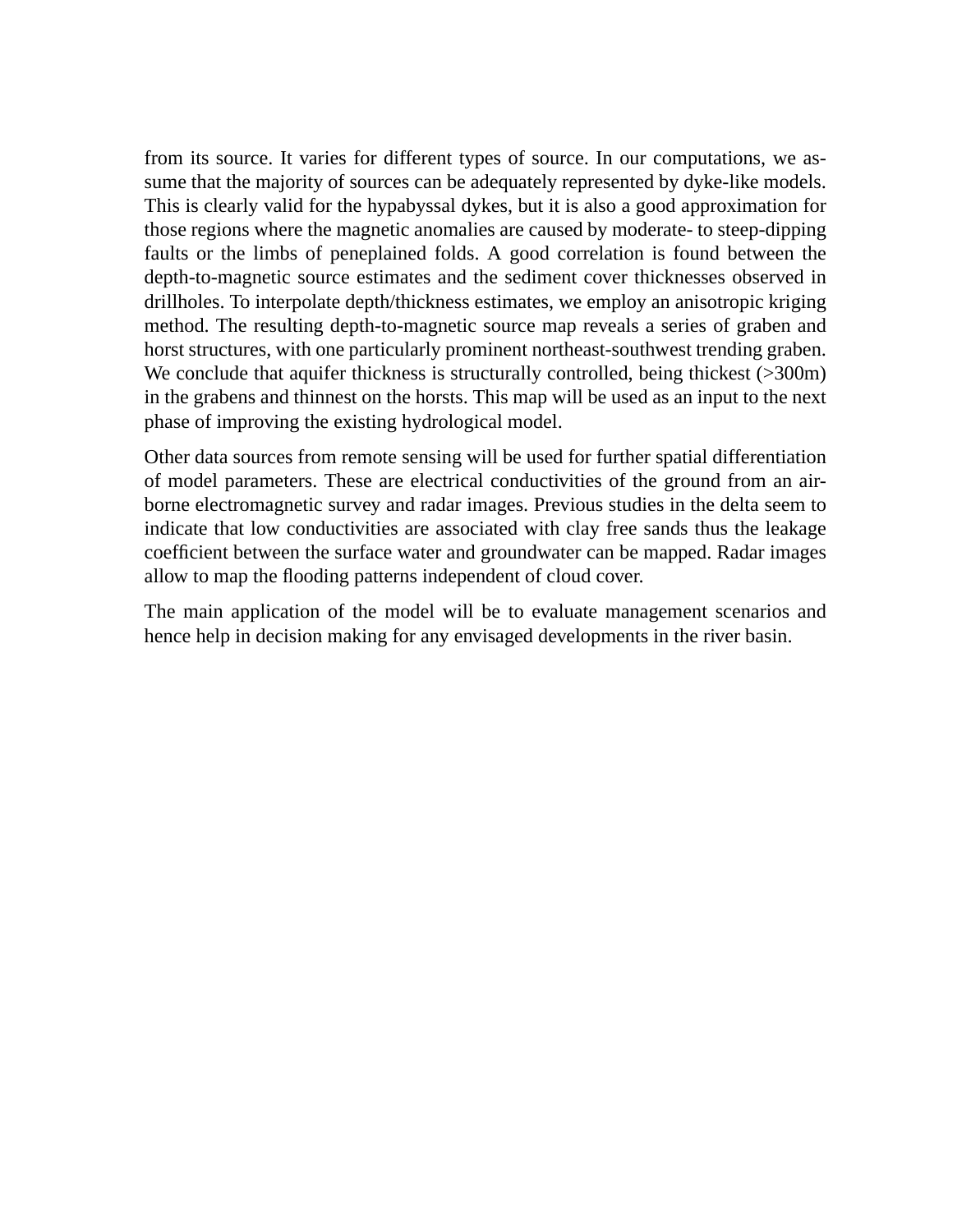from its source. It varies for different types of source. In our computations, we assume that the majority of sources can be adequately represented by dyke-like models. This is clearly valid for the hypabyssal dykes, but it is also a good approximation for those regions where the magnetic anomalies are caused by moderate- to steep-dipping faults or the limbs of peneplained folds. A good correlation is found between the depth-to-magnetic source estimates and the sediment cover thicknesses observed in drillholes. To interpolate depth/thickness estimates, we employ an anisotropic kriging method. The resulting depth-to-magnetic source map reveals a series of graben and horst structures, with one particularly prominent northeast-southwest trending graben. We conclude that aquifer thickness is structurally controlled, being thickest (>300m) in the grabens and thinnest on the horsts. This map will be used as an input to the next phase of improving the existing hydrological model.

Other data sources from remote sensing will be used for further spatial differentiation of model parameters. These are electrical conductivities of the ground from an airborne electromagnetic survey and radar images. Previous studies in the delta seem to indicate that low conductivities are associated with clay free sands thus the leakage coefficient between the surface water and groundwater can be mapped. Radar images allow to map the flooding patterns independent of cloud cover.

The main application of the model will be to evaluate management scenarios and hence help in decision making for any envisaged developments in the river basin.